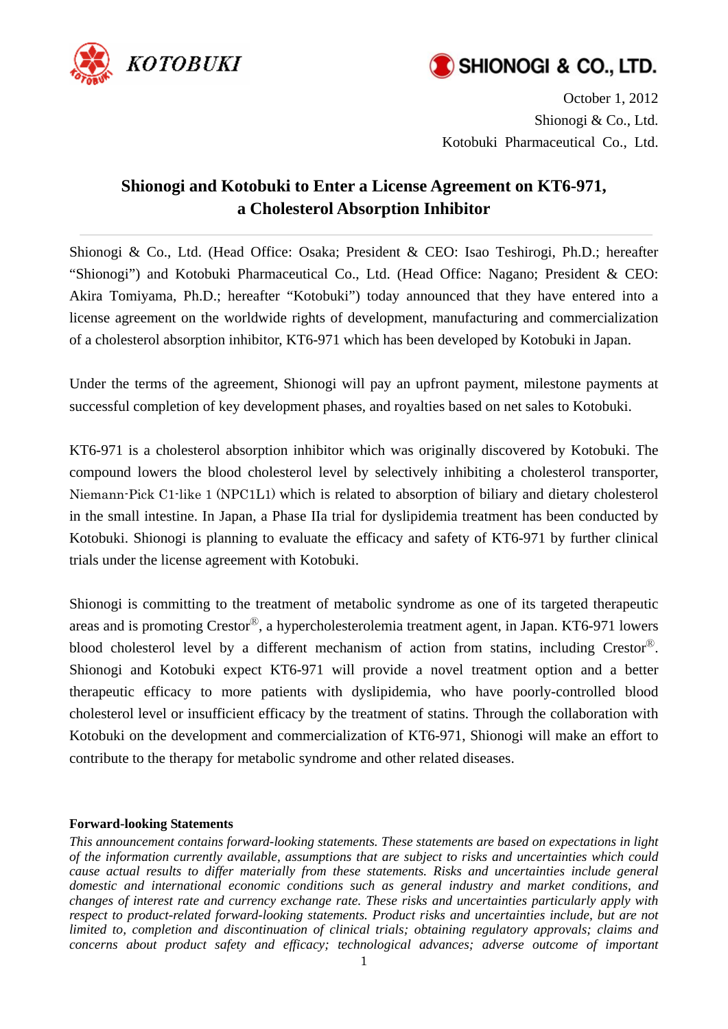KOTOBUKI

SHIONOGI & CO., LTD.

October 1, 2012
Shionogi & Co., Ltd.
Kotobuki Pharmaceutical Co., Ltd.

# Shionogi and Kotobuki to Enter a License Agreement on KT6-971, a Cholesterol Absorption Inhibitor

Shionogi & Co., Ltd. (Head Office: Osaka; President & CEO: Isao Teshirogi, Ph.D.; hereafter "Shionogi") and Kotobuki Pharmaceutical Co., Ltd. (Head Office: Nagano; President & CEO: Akira Tomiyama, Ph.D.; hereafter "Kotobuki") today announced that they have entered into a license agreement on the worldwide rights of development, manufacturing and commercialization of a cholesterol absorption inhibitor, KT6-971 which has been developed by Kotobuki in Japan.

Under the terms of the agreement, Shionogi will pay an upfront payment, milestone payments at successful completion of key development phases, and royalties based on net sales to Kotobuki.

KT6-971 is a cholesterol absorption inhibitor which was originally discovered by Kotobuki. The compound lowers the blood cholesterol level by selectively inhibiting a cholesterol transporter, Niemann-Pick C1-like 1 (NPC1L1) which is related to absorption of biliary and dietary cholesterol in the small intestine. In Japan, a Phase IIa trial for dyslipidemia treatment has been conducted by Kotobuki. Shionogi is planning to evaluate the efficacy and safety of KT6-971 by further clinical trials under the license agreement with Kotobuki.

Shionogi is committing to the treatment of metabolic syndrome as one of its targeted therapeutic areas and is promoting Crestor®, a hypercholesterolemia treatment agent, in Japan. KT6-971 lowers blood cholesterol level by a different mechanism of action from statins, including Crestor®. Shionogi and Kotobuki expect KT6-971 will provide a novel treatment option and a better therapeutic efficacy to more patients with dyslipidemia, who have poorly-controlled blood cholesterol level or insufficient efficacy by the treatment of statins. Through the collaboration with Kotobuki on the development and commercialization of KT6-971, Shionogi will make an effort to contribute to the therapy for metabolic syndrome and other related diseases.

**Forward-looking Statements**

*This announcement contains forward-looking statements. These statements are based on expectations in light of the information currently available, assumptions that are subject to risks and uncertainties which could cause actual results to differ materially from these statements. Risks and uncertainties include general domestic and international economic conditions such as general industry and market conditions, and changes of interest rate and currency exchange rate. These risks and uncertainties particularly apply with respect to product-related forward-looking statements. Product risks and uncertainties include, but are not limited to, completion and discontinuation of clinical trials; obtaining regulatory approvals; claims and concerns about product safety and efficacy; technological advances; adverse outcome of important*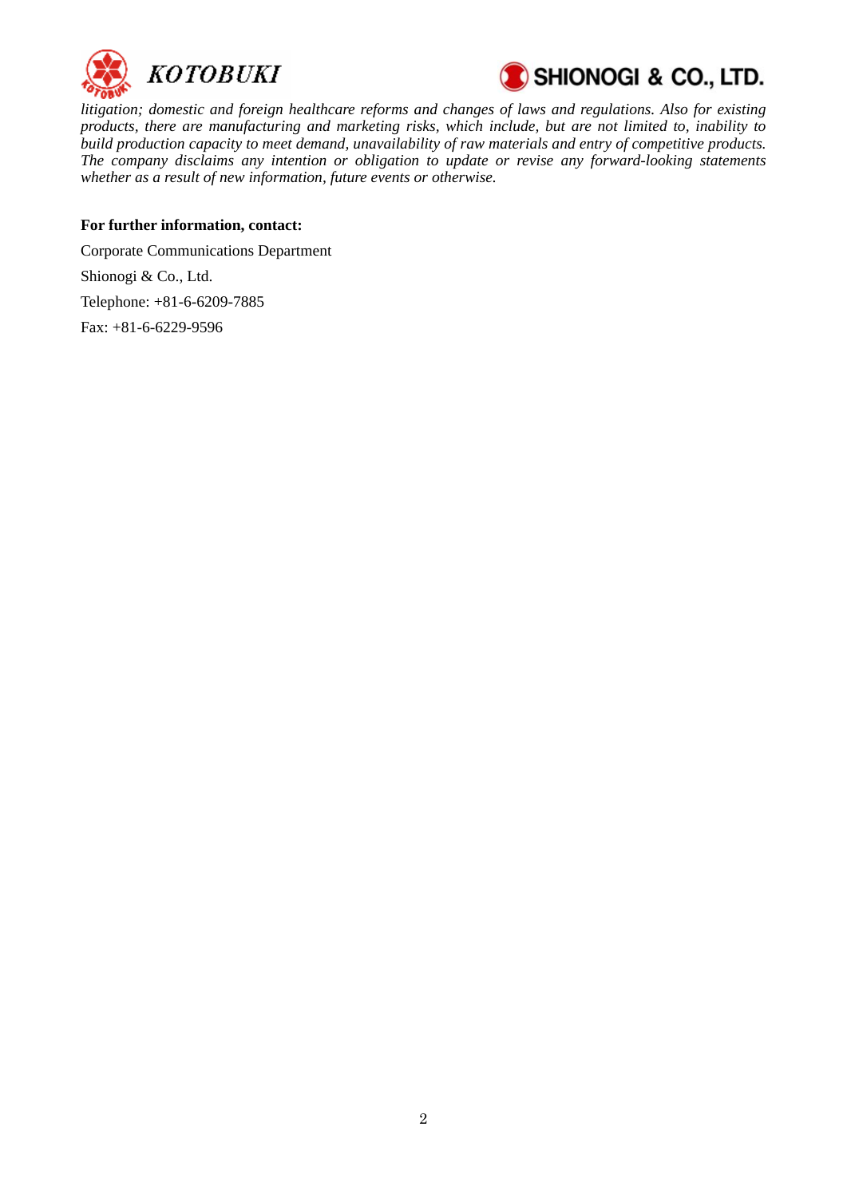*litigation; domestic and foreign healthcare reforms and changes of laws and regulations. Also for existing products, there are manufacturing and marketing risks, which include, but are not limited to, inability to build production capacity to meet demand, unavailability of raw materials and entry of competitive products. The company disclaims any intention or obligation to update or revise any forward-looking statements whether as a result of new information, future events or otherwise.*

**For further information, contact:**

Corporate Communications Department

Shionogi & Co., Ltd.

Telephone: +81-6-6209-7885

Fax: +81-6-6229-9596